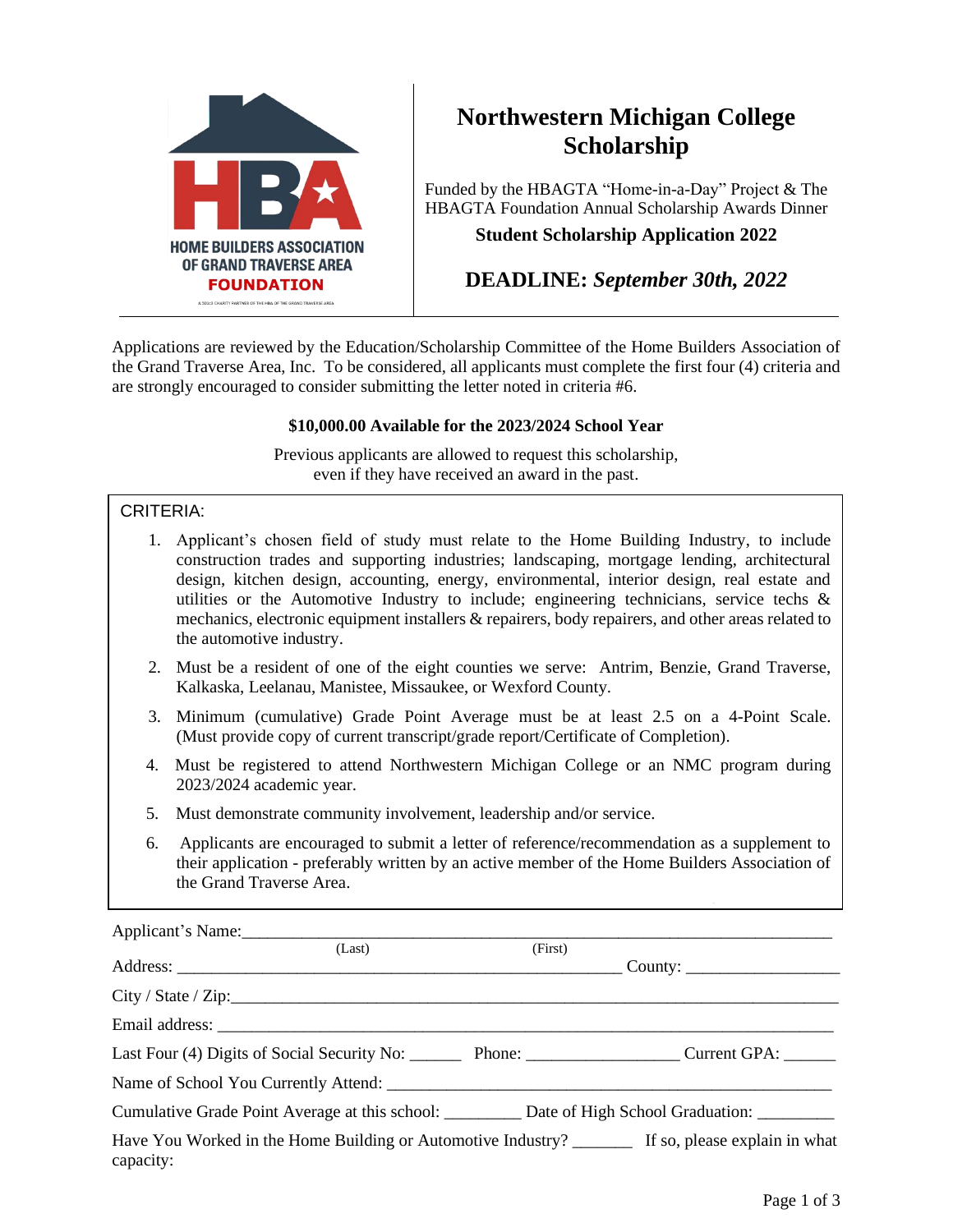HOME BUILDERS ASSOCIATION OF GRAND TRAVERSE AREA **FOUNDATION**

# Northwestern Michigan College Scholarship

Funded by the HBAGTA "Home-in-a-Day" Project & The HBAGTA Foundation Annual Scholarship Awards Dinner

**Student Scholarship Application 2022**

## DEADLINE: *September 30th, 2022*

Applications are reviewed by the Education/Scholarship Committee of the Home Builders Association of the Grand Traverse Area, Inc. To be considered, all applicants must complete the first four (4) criteria and are strongly encouraged to consider submitting the letter noted in criteria #6.

**$10,000.00 Available for the 2023/2024 School Year**

Previous applicants are allowed to request this scholarship, even if they have received an award in the past.

CRITERIA:

1. Applicant's chosen field of study must relate to the Home Building Industry, to include construction trades and supporting industries; landscaping, mortgage lending, architectural design, kitchen design, accounting, energy, environmental, interior design, real estate and utilities or the Automotive Industry to include; engineering technicians, service techs & mechanics, electronic equipment installers & repairers, body repairers, and other areas related to the automotive industry.
2. Must be a resident of one of the eight counties we serve: Antrim, Benzie, Grand Traverse, Kalkaska, Leelanau, Manistee, Missaukee, or Wexford County.
3. Minimum (cumulative) Grade Point Average must be at least 2.5 on a 4-Point Scale. (Must provide copy of current transcript/grade report/Certificate of Completion).
4. Must be registered to attend Northwestern Michigan College or an NMC program during 2023/2024 academic year.
5. Must demonstrate community involvement, leadership and/or service.
6. Applicants are encouraged to submit a letter of reference/recommendation as a supplement to their application - preferably written by an active member of the Home Builders Association of the Grand Traverse Area.

Applicant's Name: ______________________________________________
(Last) (First)

Address: ______________________________________________ County: ________________

City / State / Zip: ______________________________________________

Email address: ______________________________________________

Last Four (4) Digits of Social Security No: ______ Phone: ________________ Current GPA: ______

Name of School You Currently Attend: ______________________________________________

Cumulative Grade Point Average at this school: ________ Date of High School Graduation: ________

Have You Worked in the Home Building or Automotive Industry? _______ If so, please explain in what capacity: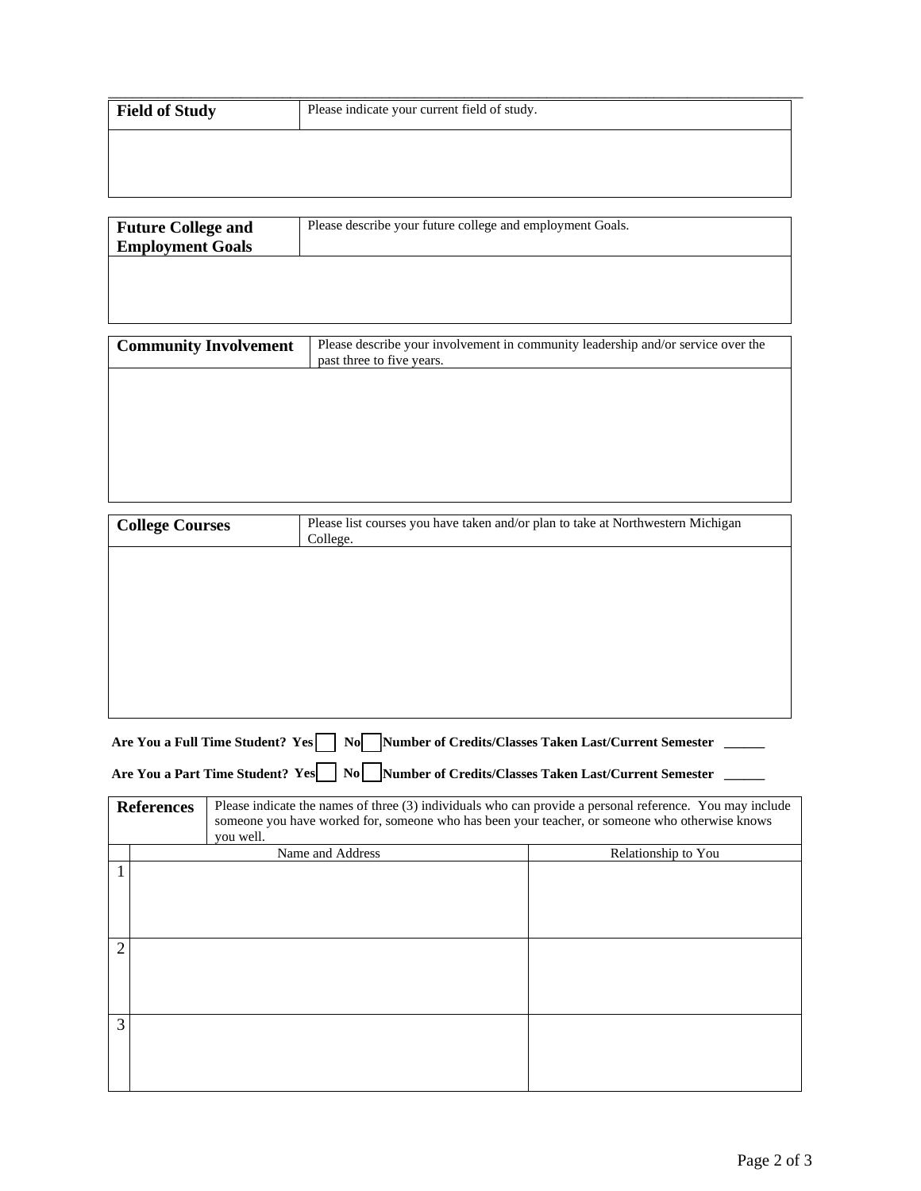| **Field of Study** | Please indicate your current field of study. |
|---|---|
| | |

| **Future College and Employment Goals** | Please describe your future college and employment Goals. |
|---|---|
| | |

| **Community Involvement** | Please describe your involvement in community leadership and/or service over the past three to five years. |
|---|---|
| | |

| **College Courses** | Please list courses you have taken and/or plan to take at Northwestern Michigan College. |
|---|---|
| | |

**Are You a Full Time Student? Yes** ☐ **No** ☐ **Number of Credits/Classes Taken Last/Current Semester \_\_\_\_\_\_**

**Are You a Part Time Student? Yes** ☐ **No** ☐ **Number of Credits/Classes Taken Last/Current Semester \_\_\_\_\_\_**

| **References** | Please indicate the names of three (3) individuals who can provide a personal reference. You may include someone you have worked for, someone who has been your teacher, or someone who otherwise knows you well. | |
|---|---|---|
| | Name and Address | Relationship to You |
| 1 | | |
| 2 | | |
| 3 | | |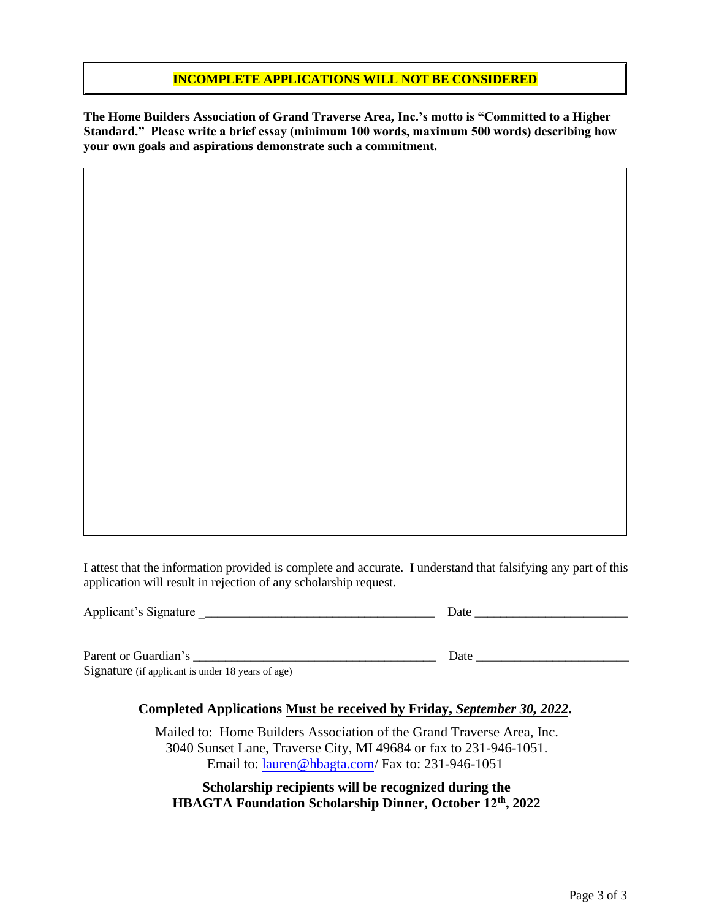**INCOMPLETE APPLICATIONS WILL NOT BE CONSIDERED**

**The Home Builders Association of Grand Traverse Area, Inc.'s motto is "Committed to a Higher Standard." Please write a brief essay (minimum 100 words, maximum 500 words) describing how your own goals and aspirations demonstrate such a commitment.**

I attest that the information provided is complete and accurate. I understand that falsifying any part of this application will result in rejection of any scholarship request.

Applicant's Signature ___________________________________ Date ______________________

Parent or Guardian's ____________________________________ Date ______________________
Signature (if applicant is under 18 years of age)

**Completed Applications Must be received by Friday, *September 30, 2022*.**

Mailed to: Home Builders Association of the Grand Traverse Area, Inc.
3040 Sunset Lane, Traverse City, MI 49684 or fax to 231-946-1051.
Email to: lauren@hbagta.com/ Fax to: 231-946-1051

**Scholarship recipients will be recognized during the HBAGTA Foundation Scholarship Dinner, October 12th, 2022**